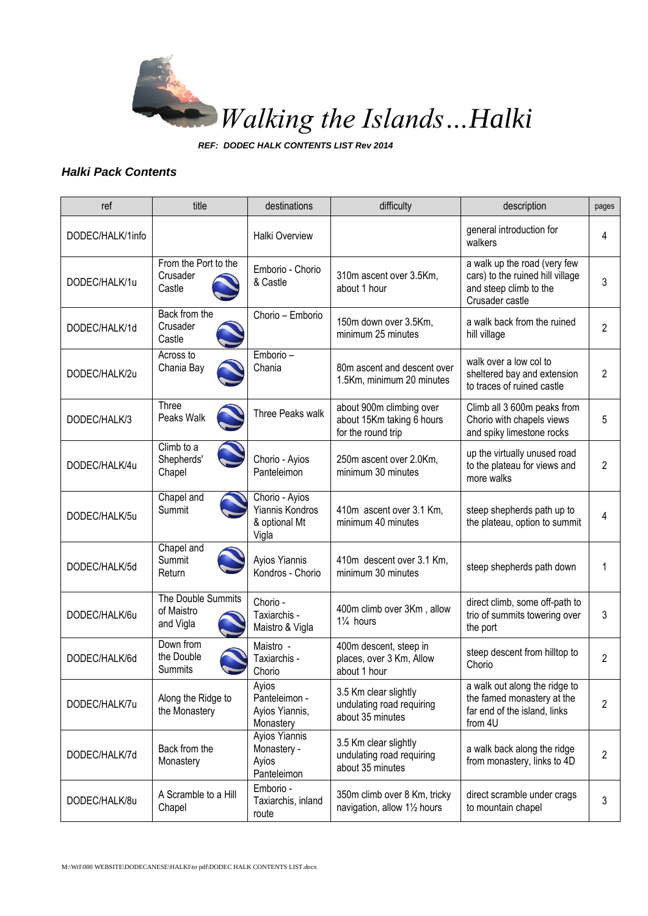# *Walking the Islands…Halki*

***REF: DODEC HALK CONTENTS LIST Rev 2014***

### *Halki Pack Contents*

| ref | title | destinations | difficulty | description | pages |
|---|---|---|---|---|---|
| DODEC/HALK/1info | | Halki Overview | | general introduction for walkers | 4 |
| DODEC/HALK/1u | From the Port to the Crusader Castle | Emborio - Chorio & Castle | 310m ascent over 3.5Km, about 1 hour | a walk up the road (very few cars) to the ruined hill village and steep climb to the Crusader castle | 3 |
| DODEC/HALK/1d | Back from the Crusader Castle | Chorio – Emborio | 150m down over 3.5Km, minimum 25 minutes | a walk back from the ruined hill village | 2 |
| DODEC/HALK/2u | Across to Chania Bay | Emborio – Chania | 80m ascent and descent over 1.5Km, minimum 20 minutes | walk over a low col to sheltered bay and extension to traces of ruined castle | 2 |
| DODEC/HALK/3 | Three Peaks Walk | Three Peaks walk | about 900m climbing over about 15Km taking 6 hours for the round trip | Climb all 3 600m peaks from Chorio with chapels views and spiky limestone rocks | 5 |
| DODEC/HALK/4u | Climb to a Shepherds' Chapel | Chorio - Ayios Panteleimon | 250m ascent over 2.0Km, minimum 30 minutes | up the virtually unused road to the plateau for views and more walks | 2 |
| DODEC/HALK/5u | Chapel and Summit | Chorio - Ayios Yiannis Kondros & optional Mt Vigla | 410m ascent over 3.1 Km, minimum 40 minutes | steep shepherds path up to the plateau, option to summit | 4 |
| DODEC/HALK/5d | Chapel and Summit Return | Ayios Yiannis Kondros - Chorio | 410m descent over 3.1 Km, minimum 30 minutes | steep shepherds path down | 1 |
| DODEC/HALK/6u | The Double Summits of Maistro and Vigla | Chorio - Taxiarchis - Maistro & Vigla | 400m climb over 3Km , allow 1¼ hours | direct climb, some off-path to trio of summits towering over the port | 3 |
| DODEC/HALK/6d | Down from the Double Summits | Maistro - Taxiarchis - Chorio | 400m descent, steep in places, over 3 Km, Allow about 1 hour | steep descent from hilltop to Chorio | 2 |
| DODEC/HALK/7u | Along the Ridge to the Monastery | Ayios Panteleimon - Ayios Yiannis, Monastery | 3.5 Km clear slightly undulating road requiring about 35 minutes | a walk out along the ridge to the famed monastery at the far end of the island, links from 4U | 2 |
| DODEC/HALK/7d | Back from the Monastery | Ayios Yiannis Monastery - Ayios Panteleimon | 3.5 Km clear slightly undulating road requiring about 35 minutes | a walk back along the ridge from monastery, links to 4D | 2 |
| DODEC/HALK/8u | A Scramble to a Hill Chapel | Emborio - Taxiarchis, inland route | 350m climb over 8 Km, tricky navigation, allow 1½ hours | direct scramble under crags to mountain chapel | 3 |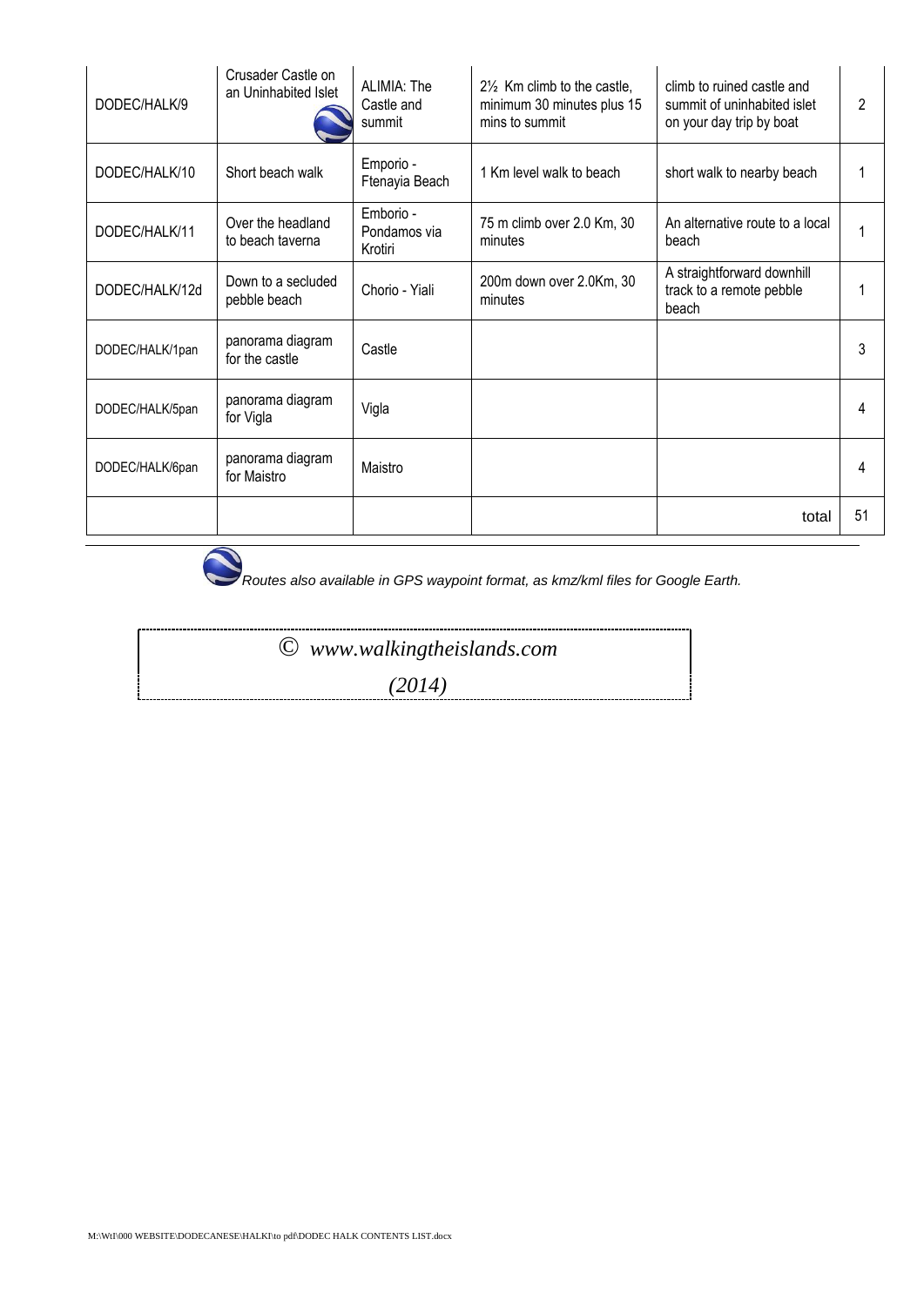| | | | | | |
|---|---|---|---|---|---|
| DODEC/HALK/9 | Crusader Castle on an Uninhabited Islet | ALIMIA: The Castle and summit | 2½ Km climb to the castle, minimum 30 minutes plus 15 mins to summit | climb to ruined castle and summit of uninhabited islet on your day trip by boat | 2 |
| DODEC/HALK/10 | Short beach walk | Emporio - Ftenayia Beach | 1 Km level walk to beach | short walk to nearby beach | 1 |
| DODEC/HALK/11 | Over the headland to beach taverna | Emborio - Pondamos via Krotiri | 75 m climb over 2.0 Km, 30 minutes | An alternative route to a local beach | 1 |
| DODEC/HALK/12d | Down to a secluded pebble beach | Chorio - Yiali | 200m down over 2.0Km, 30 minutes | A straightforward downhill track to a remote pebble beach | 1 |
| DODEC/HALK/1pan | panorama diagram for the castle | Castle | | | 3 |
| DODEC/HALK/5pan | panorama diagram for Vigla | Vigla | | | 4 |
| DODEC/HALK/6pan | panorama diagram for Maistro | Maistro | | | 4 |
| | | | | total | 51 |

*Routes also available in GPS waypoint format, as kmz/kml files for Google Earth.*

© *www.walkingtheislands.com*

*(2014)*

M:\WtI\000 WEBSITE\DODECANESE\HALKI\to pdf\DODEC HALK CONTENTS LIST.docx